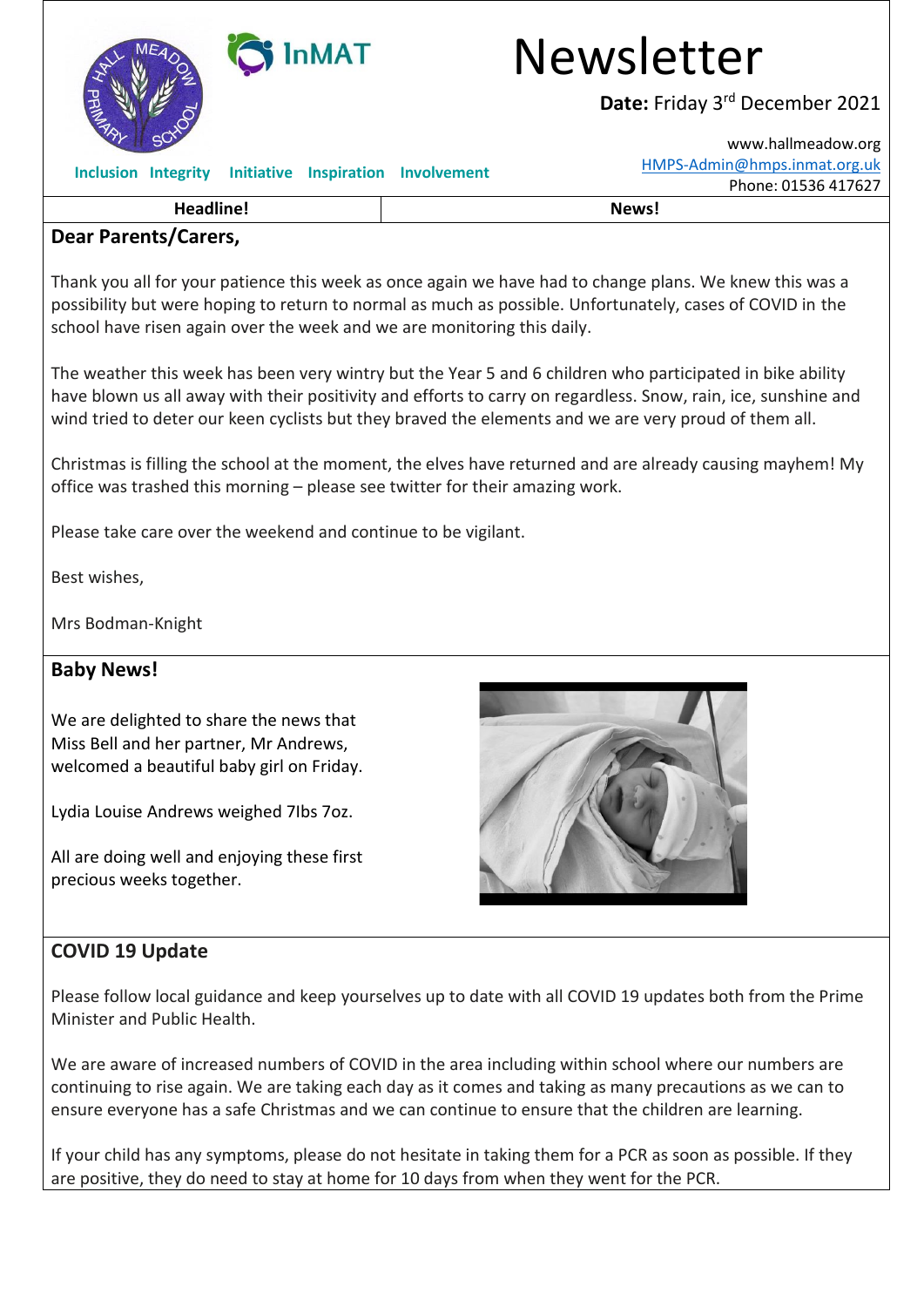# Newsletter

**Date:** Friday 3rd December 2021

www.hallmeadow.org
HMPS-Admin@hmps.inmat.org.uk
Phone: 01536 417627

**Inclusion Integrity Initiative Inspiration Involvement**

| Headline! | News! |
|---|---|

## Dear Parents/Carers,

Thank you all for your patience this week as once again we have had to change plans. We knew this was a possibility but were hoping to return to normal as much as possible. Unfortunately, cases of COVID in the school have risen again over the week and we are monitoring this daily.

The weather this week has been very wintry but the Year 5 and 6 children who participated in bike ability have blown us all away with their positivity and efforts to carry on regardless. Snow, rain, ice, sunshine and wind tried to deter our keen cyclists but they braved the elements and we are very proud of them all.

Christmas is filling the school at the moment, the elves have returned and are already causing mayhem! My office was trashed this morning – please see twitter for their amazing work.

Please take care over the weekend and continue to be vigilant.

Best wishes,

Mrs Bodman-Knight

## Baby News!

We are delighted to share the news that Miss Bell and her partner, Mr Andrews, welcomed a beautiful baby girl on Friday.

Lydia Louise Andrews weighed 7lbs 7oz.

All are doing well and enjoying these first precious weeks together.

## COVID 19 Update

Please follow local guidance and keep yourselves up to date with all COVID 19 updates both from the Prime Minister and Public Health.

We are aware of increased numbers of COVID in the area including within school where our numbers are continuing to rise again. We are taking each day as it comes and taking as many precautions as we can to ensure everyone has a safe Christmas and we can continue to ensure that the children are learning.

If your child has any symptoms, please do not hesitate in taking them for a PCR as soon as possible. If they are positive, they do need to stay at home for 10 days from when they went for the PCR.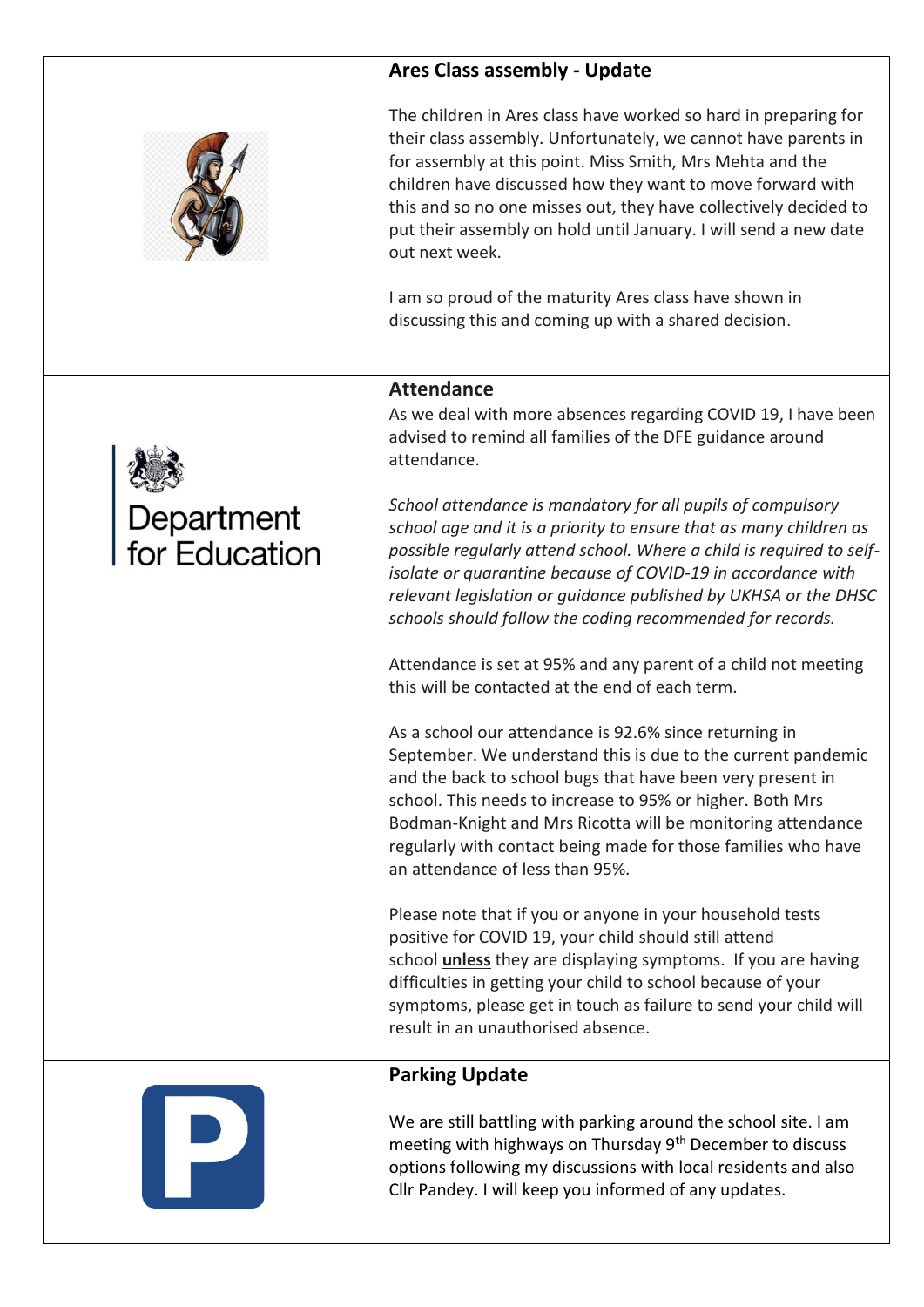## Ares Class assembly - Update

The children in Ares class have worked so hard in preparing for their class assembly. Unfortunately, we cannot have parents in for assembly at this point. Miss Smith, Mrs Mehta and the children have discussed how they want to move forward with this and so no one misses out, they have collectively decided to put their assembly on hold until January. I will send a new date out next week.

I am so proud of the maturity Ares class have shown in discussing this and coming up with a shared decision.

Department for Education

## Attendance

As we deal with more absences regarding COVID 19, I have been advised to remind all families of the DFE guidance around attendance.

*School attendance is mandatory for all pupils of compulsory school age and it is a priority to ensure that as many children as possible regularly attend school. Where a child is required to self-isolate or quarantine because of COVID-19 in accordance with relevant legislation or guidance published by UKHSA or the DHSC schools should follow the coding recommended for records.*

Attendance is set at 95% and any parent of a child not meeting this will be contacted at the end of each term.

As a school our attendance is 92.6% since returning in September. We understand this is due to the current pandemic and the back to school bugs that have been very present in school. This needs to increase to 95% or higher. Both Mrs Bodman-Knight and Mrs Ricotta will be monitoring attendance regularly with contact being made for those families who have an attendance of less than 95%.

Please note that if you or anyone in your household tests positive for COVID 19, your child should still attend school **unless** they are displaying symptoms. If you are having difficulties in getting your child to school because of your symptoms, please get in touch as failure to send your child will result in an unauthorised absence.

## Parking Update

We are still battling with parking around the school site. I am meeting with highways on Thursday 9th December to discuss options following my discussions with local residents and also Cllr Pandey. I will keep you informed of any updates.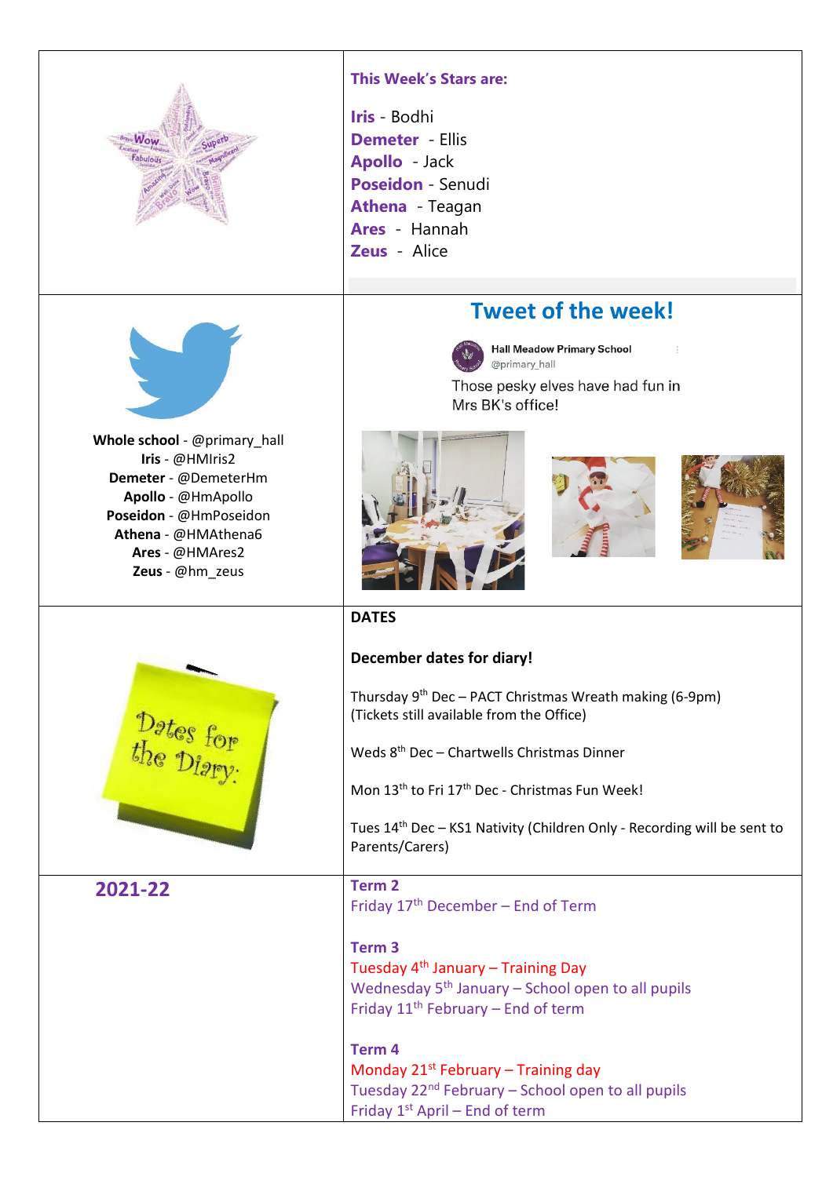**This Week's Stars are:**

**Iris** - Bodhi
**Demeter** - Ellis
**Apollo** - Jack
**Poseidon** - Senudi
**Athena** - Teagan
**Ares** - Hannah
**Zeus** - Alice

**Whole school** - @primary_hall
**Iris** - @HMIris2
**Demeter** - @DemeterHm
**Apollo** - @HmApollo
**Poseidon** - @HmPoseidon
**Athena** - @HMAthena6
**Ares** - @HMAres2
**Zeus** - @hm_zeus

## Tweet of the week!

Hall Meadow Primary School
@primary_hall

Those pesky elves have had fun in Mrs BK's office!

**DATES**

**December dates for diary!**

Thursday 9th Dec – PACT Christmas Wreath making (6-9pm)
(Tickets still available from the Office)

Weds 8th Dec – Chartwells Christmas Dinner

Mon 13th to Fri 17th Dec - Christmas Fun Week!

Tues 14th Dec – KS1 Nativity (Children Only - Recording will be sent to Parents/Carers)

## 2021-22

**Term 2**
Friday 17th December – End of Term

**Term 3**
Tuesday 4th January – Training Day
Wednesday 5th January – School open to all pupils
Friday 11th February – End of term

**Term 4**
Monday 21st February – Training day
Tuesday 22nd February – School open to all pupils
Friday 1st April – End of term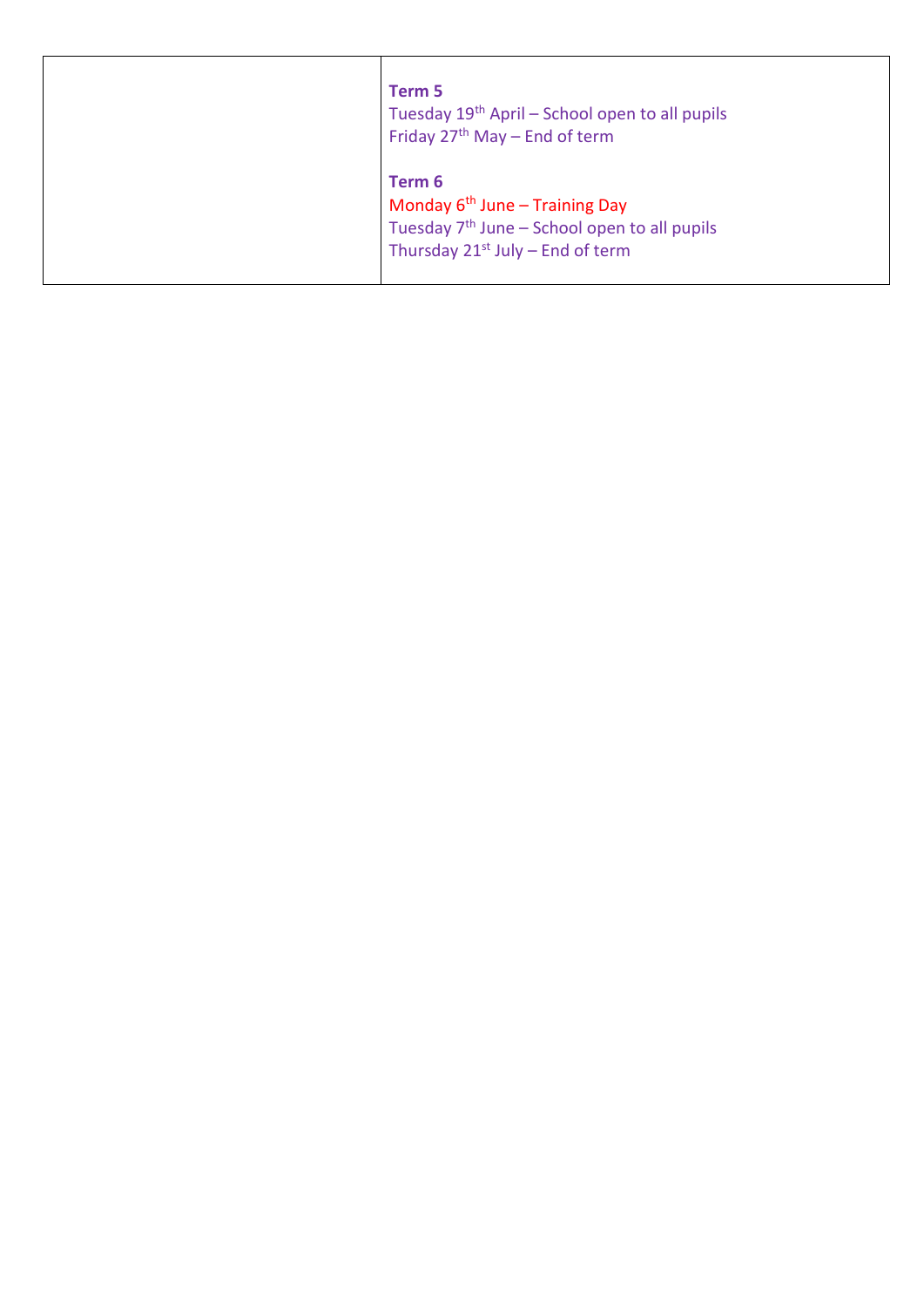| | |
|---|---|
| | **Term 5**<br>Tuesday 19th April – School open to all pupils<br>Friday 27th May – End of term<br><br>**Term 6**<br>Monday 6th June – Training Day<br>Tuesday 7th June – School open to all pupils<br>Thursday 21st July – End of term |